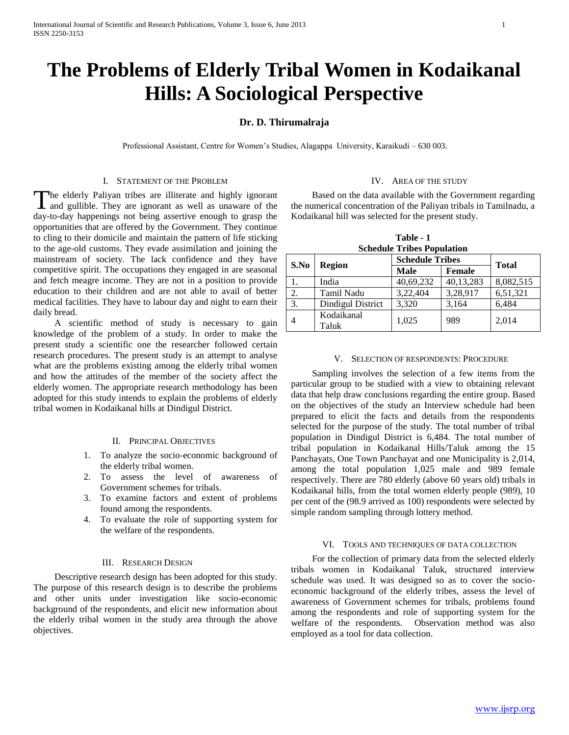# The Problems of Elderly Tribal Women in Kodaikanal Hills: A Sociological Perspective

**Dr. D. Thirumalraja**

Professional Assistant, Centre for Women's Studies, Alagappa University, Karaikudi – 630 003.

## I. Statement of the Problem

The elderly Paliyan tribes are illiterate and highly ignorant and gullible. They are ignorant as well as unaware of the day-to-day happenings not being assertive enough to grasp the opportunities that are offered by the Government. They continue to cling to their domicile and maintain the pattern of life sticking to the age-old customs. They evade assimilation and joining the mainstream of society. The lack confidence and they have competitive spirit. The occupations they engaged in are seasonal and fetch meagre income. They are not in a position to provide education to their children and are not able to avail of better medical facilities. They have to labour day and night to earn their daily bread.

A scientific method of study is necessary to gain knowledge of the problem of a study. In order to make the present study a scientific one the researcher followed certain research procedures. The present study is an attempt to analyse what are the problems existing among the elderly tribal women and how the attitudes of the member of the society affect the elderly women. The appropriate research methodology has been adopted for this study intends to explain the problems of elderly tribal women in Kodaikanal hills at Dindigul District.

## II. Principal Objectives

1. To analyze the socio-economic background of the elderly tribal women.
2. To assess the level of awareness of Government schemes for tribals.
3. To examine factors and extent of problems found among the respondents.
4. To evaluate the role of supporting system for the welfare of the respondents.

## III. Research Design

Descriptive research design has been adopted for this study. The purpose of this research design is to describe the problems and other units under investigation like socio-economic background of the respondents, and elicit new information about the elderly tribal women in the study area through the above objectives.

## IV. Area of the Study

Based on the data available with the Government regarding the numerical concentration of the Paliyan tribals in Tamilnadu, a Kodaikanal hill was selected for the present study.

**Table - 1**
**Schedule Tribes Population**

| S.No | Region | Schedule Tribes | | Total |
|---|---|---|---|---|
| | | Male | Female | |
| 1. | India | 40,69,232 | 40,13,283 | 8,082,515 |
| 2. | Tamil Nadu | 3,22,404 | 3,28,917 | 6,51,321 |
| 3. | Dindigul District | 3,320 | 3,164 | 6,484 |
| 4 | Kodaikanal Taluk | 1,025 | 989 | 2,014 |

## V. Selection of Respondents: Procedure

Sampling involves the selection of a few items from the particular group to be studied with a view to obtaining relevant data that help draw conclusions regarding the entire group. Based on the objectives of the study an Interview schedule had been prepared to elicit the facts and details from the respondents selected for the purpose of the study. The total number of tribal population in Dindigul District is 6,484. The total number of tribal population in Kodaikanal Hills/Taluk among the 15 Panchayats, One Town Panchayat and one Municipality is 2,014, among the total population 1,025 male and 989 female respectively. There are 780 elderly (above 60 years old) tribals in Kodaikanal hills, from the total women elderly people (989), 10 per cent of the (98.9 arrived as 100) respondents were selected by simple random sampling through lottery method.

## VI. Tools and Techniques of Data Collection

For the collection of primary data from the selected elderly tribals women in Kodaikanal Taluk, structured interview schedule was used. It was designed so as to cover the socio-economic background of the elderly tribes, assess the level of awareness of Government schemes for tribals, problems found among the respondents and role of supporting system for the welfare of the respondents. Observation method was also employed as a tool for data collection.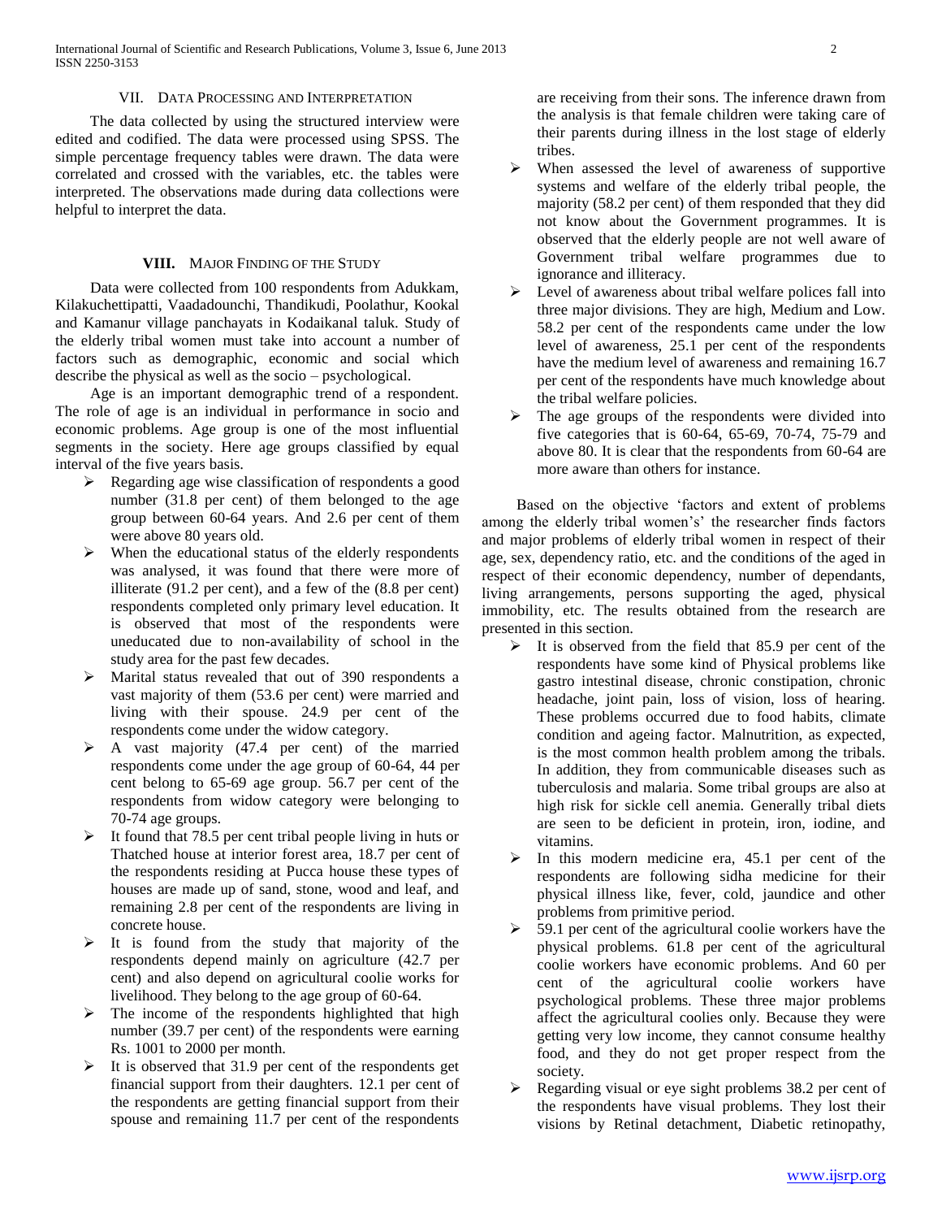## VII. Data Processing and Interpretation

The data collected by using the structured interview were edited and codified. The data were processed using SPSS. The simple percentage frequency tables were drawn. The data were correlated and crossed with the variables, etc. the tables were interpreted. The observations made during data collections were helpful to interpret the data.

## VIII. Major Finding of the Study

Data were collected from 100 respondents from Adukkam, Kilakuchettipatti, Vaadadounchi, Thandikudi, Poolathur, Kookal and Kamanur village panchayats in Kodaikanal taluk. Study of the elderly tribal women must take into account a number of factors such as demographic, economic and social which describe the physical as well as the socio – psychological.

Age is an important demographic trend of a respondent. The role of age is an individual in performance in socio and economic problems. Age group is one of the most influential segments in the society. Here age groups classified by equal interval of the five years basis.

- Regarding age wise classification of respondents a good number (31.8 per cent) of them belonged to the age group between 60-64 years. And 2.6 per cent of them were above 80 years old.
- When the educational status of the elderly respondents was analysed, it was found that there were more of illiterate (91.2 per cent), and a few of the (8.8 per cent) respondents completed only primary level education. It is observed that most of the respondents were uneducated due to non-availability of school in the study area for the past few decades.
- Marital status revealed that out of 390 respondents a vast majority of them (53.6 per cent) were married and living with their spouse. 24.9 per cent of the respondents come under the widow category.
- A vast majority (47.4 per cent) of the married respondents come under the age group of 60-64, 44 per cent belong to 65-69 age group. 56.7 per cent of the respondents from widow category were belonging to 70-74 age groups.
- It found that 78.5 per cent tribal people living in huts or Thatched house at interior forest area, 18.7 per cent of the respondents residing at Pucca house these types of houses are made up of sand, stone, wood and leaf, and remaining 2.8 per cent of the respondents are living in concrete house.
- It is found from the study that majority of the respondents depend mainly on agriculture (42.7 per cent) and also depend on agricultural coolie works for livelihood. They belong to the age group of 60-64.
- The income of the respondents highlighted that high number (39.7 per cent) of the respondents were earning Rs. 1001 to 2000 per month.
- It is observed that 31.9 per cent of the respondents get financial support from their daughters. 12.1 per cent of the respondents are getting financial support from their spouse and remaining 11.7 per cent of the respondents are receiving from their sons. The inference drawn from the analysis is that female children were taking care of their parents during illness in the lost stage of elderly tribes.
- When assessed the level of awareness of supportive systems and welfare of the elderly tribal people, the majority (58.2 per cent) of them responded that they did not know about the Government programmes. It is observed that the elderly people are not well aware of Government tribal welfare programmes due to ignorance and illiteracy.
- Level of awareness about tribal welfare polices fall into three major divisions. They are high, Medium and Low. 58.2 per cent of the respondents came under the low level of awareness, 25.1 per cent of the respondents have the medium level of awareness and remaining 16.7 per cent of the respondents have much knowledge about the tribal welfare policies.
- The age groups of the respondents were divided into five categories that is 60-64, 65-69, 70-74, 75-79 and above 80. It is clear that the respondents from 60-64 are more aware than others for instance.

Based on the objective 'factors and extent of problems among the elderly tribal women's' the researcher finds factors and major problems of elderly tribal women in respect of their age, sex, dependency ratio, etc. and the conditions of the aged in respect of their economic dependency, number of dependants, living arrangements, persons supporting the aged, physical immobility, etc. The results obtained from the research are presented in this section.

- It is observed from the field that 85.9 per cent of the respondents have some kind of Physical problems like gastro intestinal disease, chronic constipation, chronic headache, joint pain, loss of vision, loss of hearing. These problems occurred due to food habits, climate condition and ageing factor. Malnutrition, as expected, is the most common health problem among the tribals. In addition, they from communicable diseases such as tuberculosis and malaria. Some tribal groups are also at high risk for sickle cell anemia. Generally tribal diets are seen to be deficient in protein, iron, iodine, and vitamins.
- In this modern medicine era, 45.1 per cent of the respondents are following sidha medicine for their physical illness like, fever, cold, jaundice and other problems from primitive period.
- 59.1 per cent of the agricultural coolie workers have the physical problems. 61.8 per cent of the agricultural coolie workers have economic problems. And 60 per cent of the agricultural coolie workers have psychological problems. These three major problems affect the agricultural coolies only. Because they were getting very low income, they cannot consume healthy food, and they do not get proper respect from the society.
- Regarding visual or eye sight problems 38.2 per cent of the respondents have visual problems. They lost their visions by Retinal detachment, Diabetic retinopathy,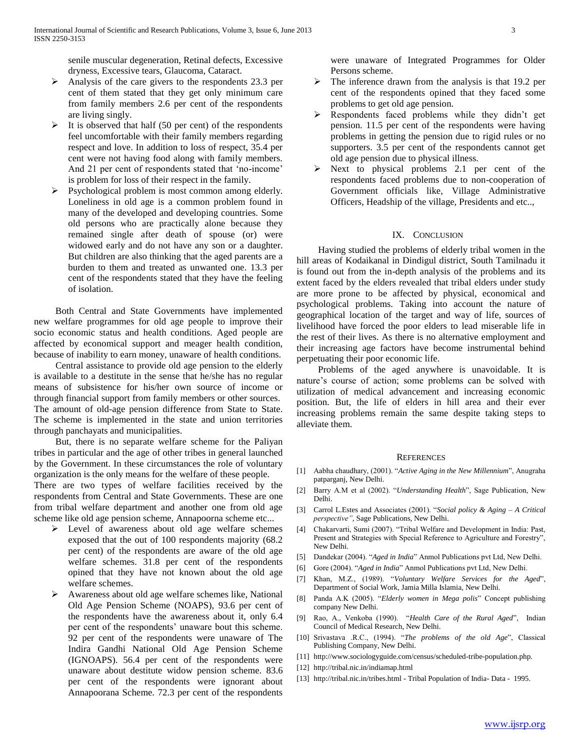senile muscular degeneration, Retinal defects, Excessive dryness, Excessive tears, Glaucoma, Cataract.

- Analysis of the care givers to the respondents 23.3 per cent of them stated that they get only minimum care from family members 2.6 per cent of the respondents are living singly.
- It is observed that half (50 per cent) of the respondents feel uncomfortable with their family members regarding respect and love. In addition to loss of respect, 35.4 per cent were not having food along with family members. And 21 per cent of respondents stated that 'no-income' is problem for loss of their respect in the family.
- Psychological problem is most common among elderly. Loneliness in old age is a common problem found in many of the developed and developing countries. Some old persons who are practically alone because they remained single after death of spouse (or) were widowed early and do not have any son or a daughter. But children are also thinking that the aged parents are a burden to them and treated as unwanted one. 13.3 per cent of the respondents stated that they have the feeling of isolation.

Both Central and State Governments have implemented new welfare programmes for old age people to improve their socio economic status and health conditions. Aged people are affected by economical support and meager health condition, because of inability to earn money, unaware of health conditions.

Central assistance to provide old age pension to the elderly is available to a destitute in the sense that he/she has no regular means of subsistence for his/her own source of income or through financial support from family members or other sources. The amount of old-age pension difference from State to State. The scheme is implemented in the state and union territories through panchayats and municipalities.

But, there is no separate welfare scheme for the Paliyan tribes in particular and the age of other tribes in general launched by the Government. In these circumstances the role of voluntary organization is the only means for the welfare of these people.
There are two types of welfare facilities received by the respondents from Central and State Governments. These are one from tribal welfare department and another one from old age scheme like old age pension scheme, Annapoorna scheme etc...

- Level of awareness about old age welfare schemes exposed that the out of 100 respondents majority (68.2 per cent) of the respondents are aware of the old age welfare schemes. 31.8 per cent of the respondents opined that they have not known about the old age welfare schemes.
- Awareness about old age welfare schemes like, National Old Age Pension Scheme (NOAPS), 93.6 per cent of the respondents have the awareness about it, only 6.4 per cent of the respondents' unaware bout this scheme. 92 per cent of the respondents were unaware of The Indira Gandhi National Old Age Pension Scheme (IGNOAPS). 56.4 per cent of the respondents were unaware about destitute widow pension scheme. 83.6 per cent of the respondents were ignorant about Annapoorana Scheme. 72.3 per cent of the respondents were unaware of Integrated Programmes for Older Persons scheme.
- The inference drawn from the analysis is that 19.2 per cent of the respondents opined that they faced some problems to get old age pension.
- Respondents faced problems while they didn't get pension. 11.5 per cent of the respondents were having problems in getting the pension due to rigid rules or no supporters. 3.5 per cent of the respondents cannot get old age pension due to physical illness.
- Next to physical problems 2.1 per cent of the respondents faced problems due to non-cooperation of Government officials like, Village Administrative Officers, Headship of the village, Presidents and etc..,

## IX. Conclusion

Having studied the problems of elderly tribal women in the hill areas of Kodaikanal in Dindigul district, South Tamilnadu it is found out from the in-depth analysis of the problems and its extent faced by the elders revealed that tribal elders under study are more prone to be affected by physical, economical and psychological problems. Taking into account the nature of geographical location of the target and way of life, sources of livelihood have forced the poor elders to lead miserable life in the rest of their lives. As there is no alternative employment and their increasing age factors have become instrumental behind perpetuating their poor economic life.

Problems of the aged anywhere is unavoidable. It is nature's course of action; some problems can be solved with utilization of medical advancement and increasing economic position. But, the life of elders in hill area and their ever increasing problems remain the same despite taking steps to alleviate them.

## References

[1] Aabha chaudhary, (2001). "*Active Aging in the New Millennium*", Anugraha patparganj, New Delhi.

[2] Barry A.M et al (2002). "*Understanding Health*", Sage Publication, New Delhi.

[3] Carrol L.Estes and Associates (2001). "*Social policy & Aging – A Critical perspective"*, Sage Publications, New Delhi.

[4] Chakarvarti, Sumi (2007). "Tribal Welfare and Development in India: Past, Present and Strategies with Special Reference to Agriculture and Forestry", New Delhi.

[5] Dandekar (2004). "*Aged in India*" Anmol Publications pvt Ltd, New Delhi.

[6] Gore (2004). "*Aged in India*" Anmol Publications pvt Ltd, New Delhi.

[7] Khan, M.Z., (1989). "*Voluntary Welfare Services for the Aged*", Department of Social Work, Jamia Milla Islamia, New Delhi.

[8] Panda A.K (2005). "*Elderly women in Mega polis*" Concept publishing company New Delhi.

[9] Rao, A., Venkoba (1990). "*Health Care of the Rural Aged*", Indian Council of Medical Research, New Delhi.

[10] Srivastava .R.C., (1994). "*The problems of the old Age*", Classical Publishing Company, New Delhi.

[11] http://www.sociologyguide.com/census/scheduled-tribe-population.php.

[12] http://tribal.nic.in/indiamap.html

[13] http://tribal.nic.in/tribes.html - Tribal Population of India- Data - 1995.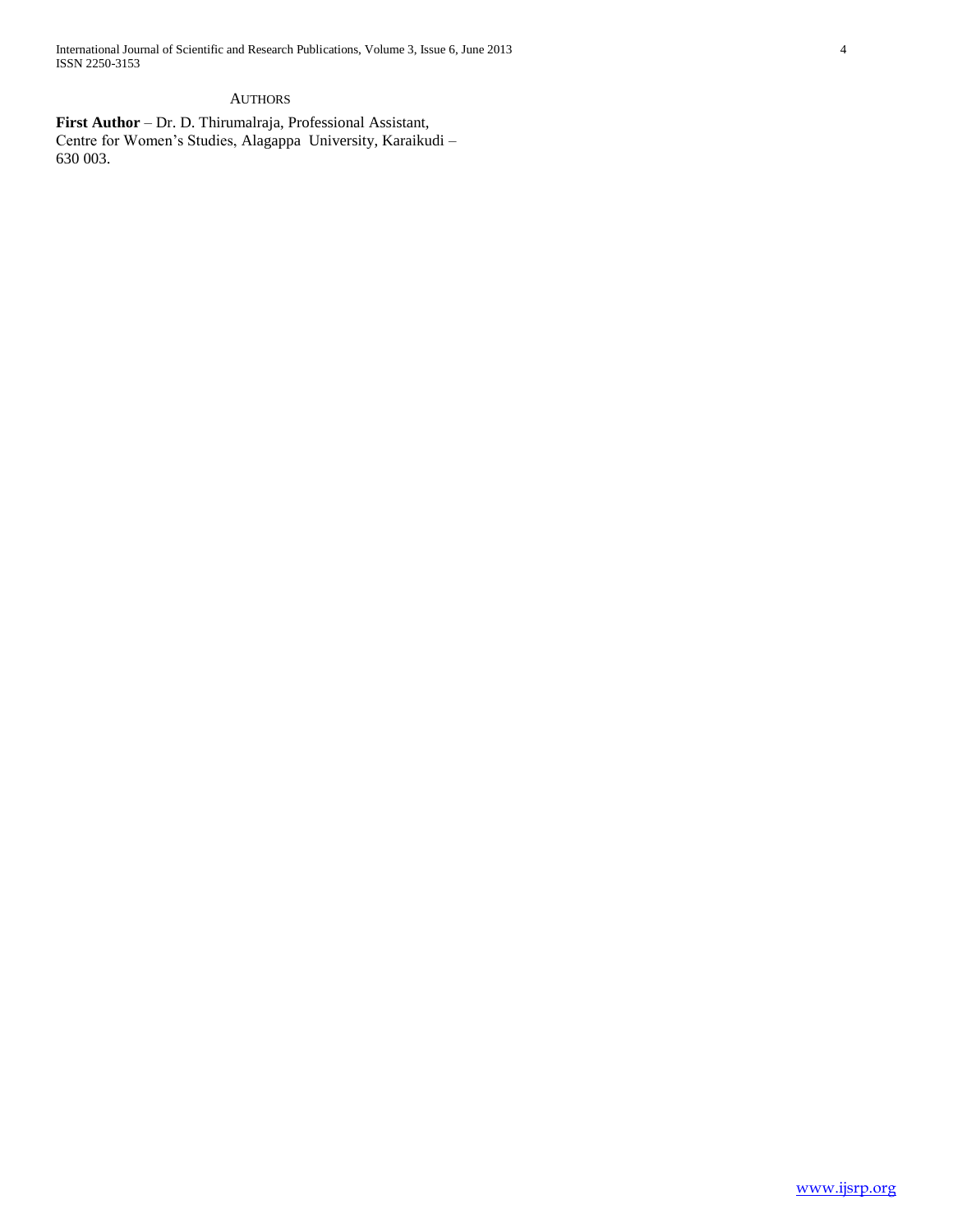AUTHORS

**First Author** – Dr. D. Thirumalraja, Professional Assistant, Centre for Women's Studies, Alagappa University, Karaikudi – 630 003.